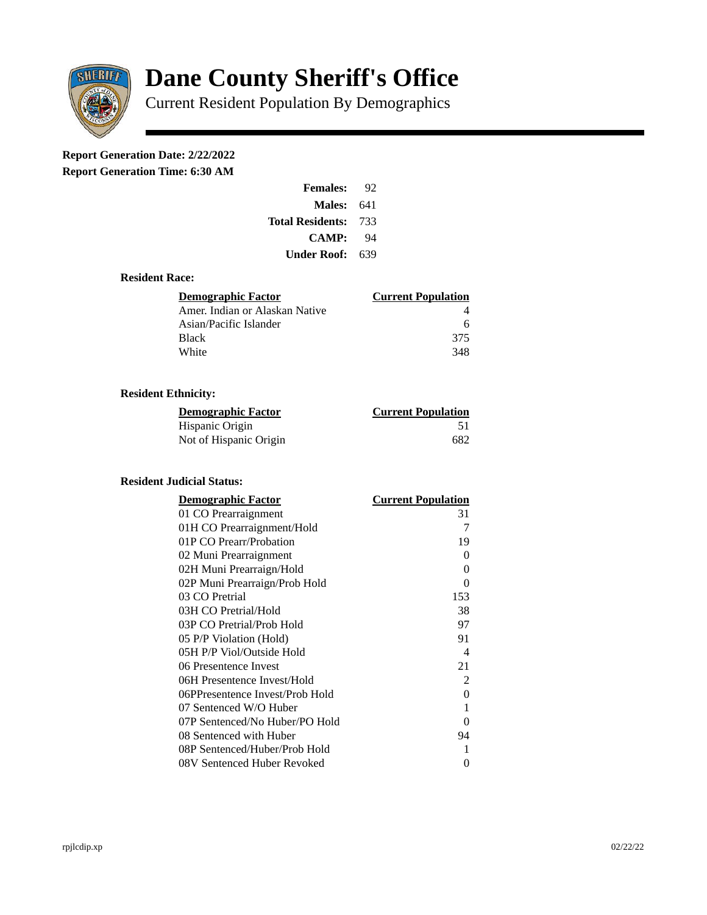# Dane County Sheriff's Office

Current Resident Population By Demographics

**Report Generation Date: 2/22/2022**
**Report Generation Time: 6:30 AM**

| | |
|---|---|
| **Females:** | 92 |
| **Males:** | 641 |
| **Total Residents:** | 733 |
| **CAMP:** | 94 |
| **Under Roof:** | 639 |

### Resident Race:

| Demographic Factor | Current Population |
|---|---|
| Amer. Indian or Alaskan Native | 4 |
| Asian/Pacific Islander | 6 |
| Black | 375 |
| White | 348 |

### Resident Ethnicity:

| Demographic Factor | Current Population |
|---|---|
| Hispanic Origin | 51 |
| Not of Hispanic Origin | 682 |

### Resident Judicial Status:

| Demographic Factor | Current Population |
|---|---|
| 01 CO Prearraignment | 31 |
| 01H CO Prearraignment/Hold | 7 |
| 01P CO Prearr/Probation | 19 |
| 02 Muni Prearraignment | 0 |
| 02H Muni Prearraign/Hold | 0 |
| 02P Muni Prearraign/Prob Hold | 0 |
| 03 CO Pretrial | 153 |
| 03H CO Pretrial/Hold | 38 |
| 03P CO Pretrial/Prob Hold | 97 |
| 05 P/P Violation (Hold) | 91 |
| 05H P/P Viol/Outside Hold | 4 |
| 06 Presentence Invest | 21 |
| 06H Presentence Invest/Hold | 2 |
| 06PPresentence Invest/Prob Hold | 0 |
| 07 Sentenced W/O Huber | 1 |
| 07P Sentenced/No Huber/PO Hold | 0 |
| 08 Sentenced with Huber | 94 |
| 08P Sentenced/Huber/Prob Hold | 1 |
| 08V Sentenced Huber Revoked | 0 |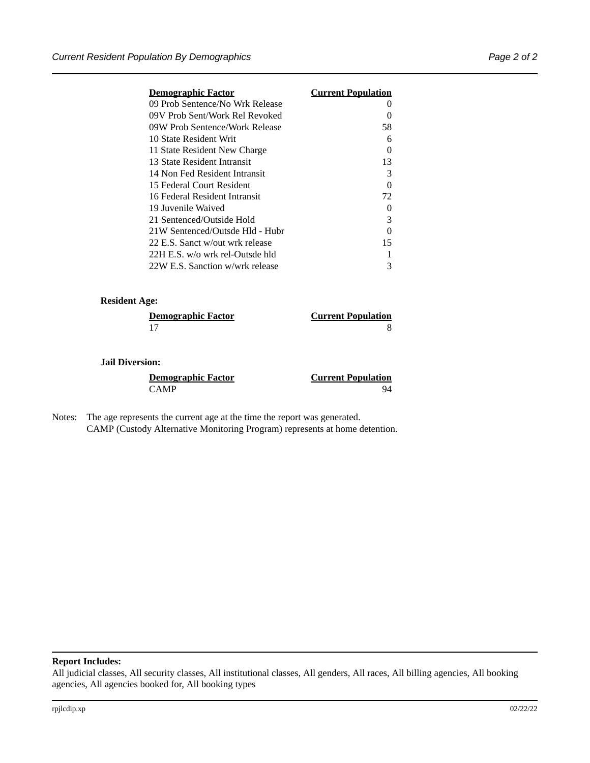| Demographic Factor | Current Population |
| --- | --- |
| 09 Prob Sentence/No Wrk Release | 0 |
| 09V Prob Sent/Work Rel Revoked | 0 |
| 09W Prob Sentence/Work Release | 58 |
| 10 State Resident Writ | 6 |
| 11 State Resident New Charge | 0 |
| 13 State Resident Intransit | 13 |
| 14 Non Fed Resident Intransit | 3 |
| 15 Federal Court Resident | 0 |
| 16 Federal Resident Intransit | 72 |
| 19 Juvenile Waived | 0 |
| 21 Sentenced/Outside Hold | 3 |
| 21W Sentenced/Outsde Hld - Hubr | 0 |
| 22 E.S. Sanct w/out wrk release | 15 |
| 22H E.S. w/o wrk rel-Outsde hld | 1 |
| 22W E.S. Sanction w/wrk release | 3 |

**Resident Age:**

| Demographic Factor | Current Population |
| --- | --- |
| 17 | 8 |

**Jail Diversion:**

| Demographic Factor | Current Population |
| --- | --- |
| CAMP | 94 |

Notes: The age represents the current age at the time the report was generated.
CAMP (Custody Alternative Monitoring Program) represents at home detention.

**Report Includes:**

All judicial classes, All security classes, All institutional classes, All genders, All races, All billing agencies, All booking agencies, All agencies booked for, All booking types

rpjlcdip.xp 02/22/22